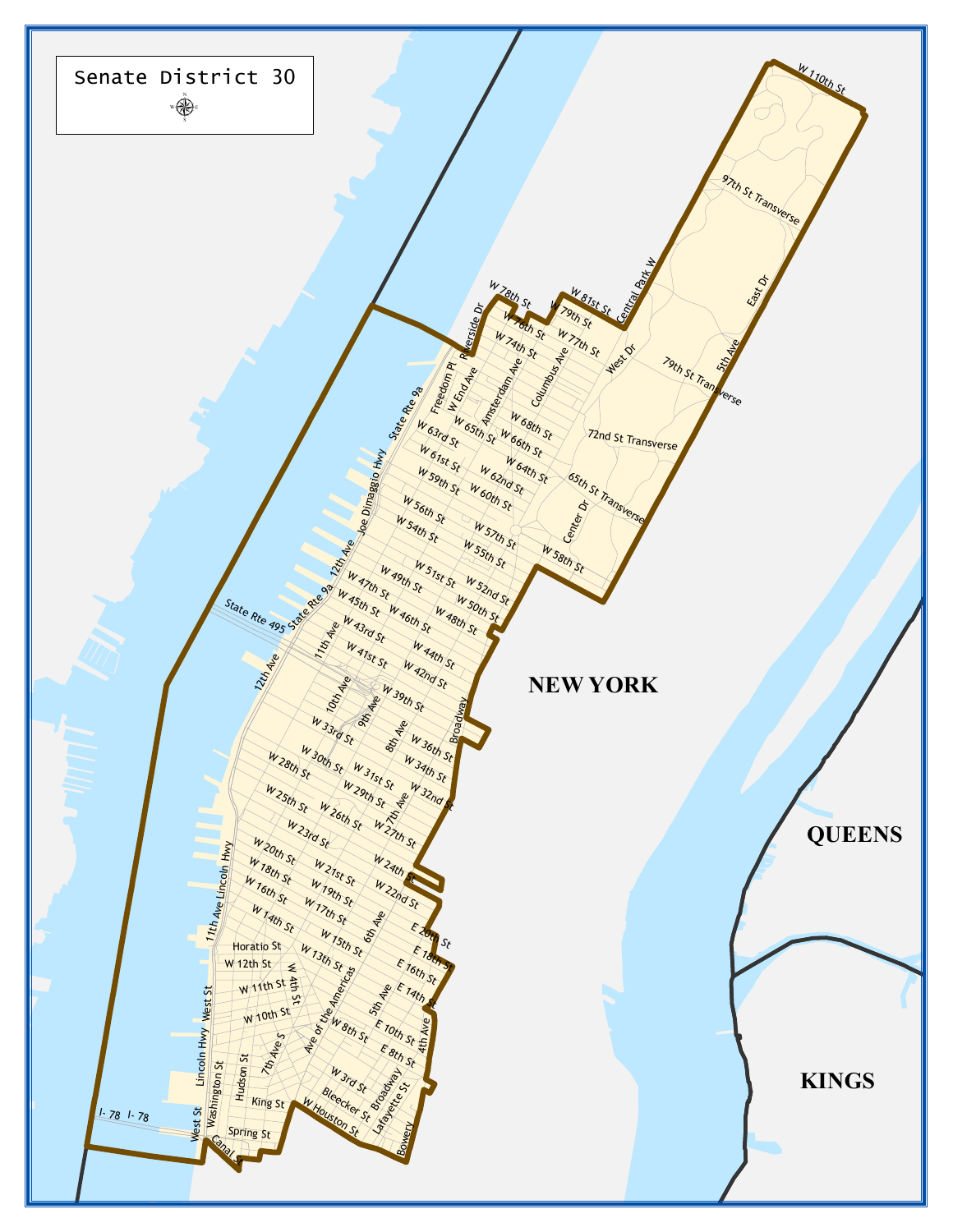# Senate District 30

NEW YORK

QUEENS

KINGS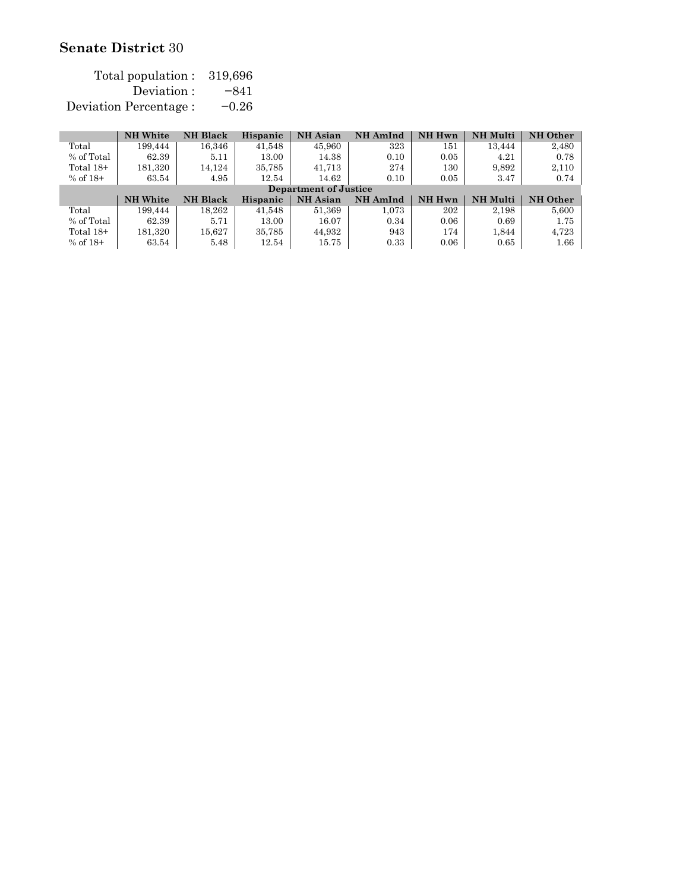## Senate District 30

| | |
|---|---|
| Total population : | 319,696 |
| Deviation : | −841 |
| Deviation Percentage : | −0.26 |

| | NH White | NH Black | Hispanic | NH Asian | NH AmInd | NH Hwn | NH Multi | NH Other |
|---|---|---|---|---|---|---|---|---|
| Total | 199,444 | 16,346 | 41,548 | 45,960 | 323 | 151 | 13,444 | 2,480 |
| % of Total | 62.39 | 5.11 | 13.00 | 14.38 | 0.10 | 0.05 | 4.21 | 0.78 |
| Total 18+ | 181,320 | 14,124 | 35,785 | 41,713 | 274 | 130 | 9,892 | 2,110 |
| % of 18+ | 63.54 | 4.95 | 12.54 | 14.62 | 0.10 | 0.05 | 3.47 | 0.74 |
| **Department of Justice** | | | | | | | | |
| | **NH White** | **NH Black** | **Hispanic** | **NH Asian** | **NH AmInd** | **NH Hwn** | **NH Multi** | **NH Other** |
| Total | 199,444 | 18,262 | 41,548 | 51,369 | 1,073 | 202 | 2,198 | 5,600 |
| % of Total | 62.39 | 5.71 | 13.00 | 16.07 | 0.34 | 0.06 | 0.69 | 1.75 |
| Total 18+ | 181,320 | 15,627 | 35,785 | 44,932 | 943 | 174 | 1,844 | 4,723 |
| % of 18+ | 63.54 | 5.48 | 12.54 | 15.75 | 0.33 | 0.06 | 0.65 | 1.66 |